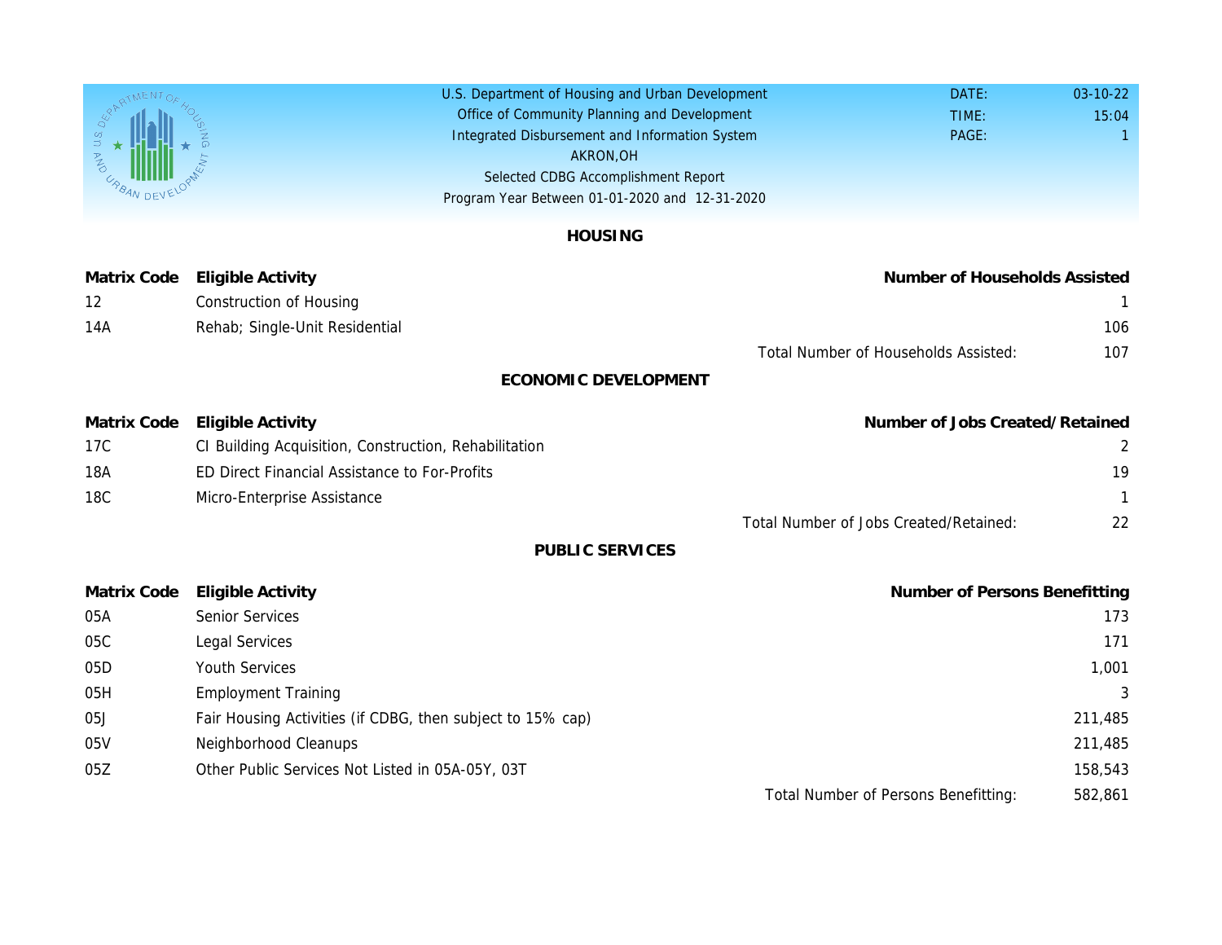U.S. Department of Housing and Urban Development
Office of Community Planning and Development
Integrated Disbursement and Information System
AKRON,OH
Selected CDBG Accomplishment Report
Program Year Between 01-01-2020 and 12-31-2020

DATE: 03-10-22
TIME: 15:04
PAGE: 1

## HOUSING

| Matrix Code | Eligible Activity | Number of Households Assisted |
|---|---|---|
| 12 | Construction of Housing | 1 |
| 14A | Rehab; Single-Unit Residential | 106 |
| | Total Number of Households Assisted: | 107 |

## ECONOMIC DEVELOPMENT

| Matrix Code | Eligible Activity | Number of Jobs Created/Retained |
|---|---|---|
| 17C | CI Building Acquisition, Construction, Rehabilitation | 2 |
| 18A | ED Direct Financial Assistance to For-Profits | 19 |
| 18C | Micro-Enterprise Assistance | 1 |
| | Total Number of Jobs Created/Retained: | 22 |

## PUBLIC SERVICES

| Matrix Code | Eligible Activity | Number of Persons Benefitting |
|---|---|---|
| 05A | Senior Services | 173 |
| 05C | Legal Services | 171 |
| 05D | Youth Services | 1,001 |
| 05H | Employment Training | 3 |
| 05J | Fair Housing Activities (if CDBG, then subject to 15% cap) | 211,485 |
| 05V | Neighborhood Cleanups | 211,485 |
| 05Z | Other Public Services Not Listed in 05A-05Y, 03T | 158,543 |
| | Total Number of Persons Benefitting: | 582,861 |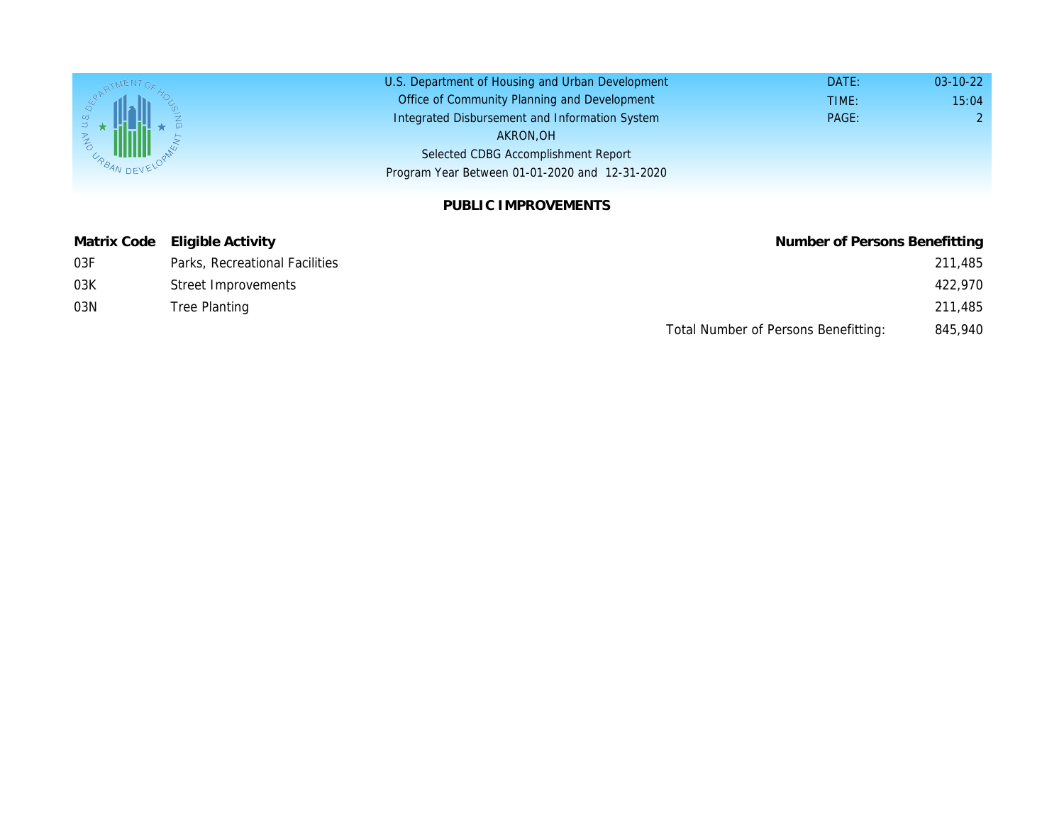U.S. Department of Housing and Urban Development
Office of Community Planning and Development
Integrated Disbursement and Information System
AKRON,OH
Selected CDBG Accomplishment Report
Program Year Between 01-01-2020 and 12-31-2020

DATE: 03-10-22
TIME: 15:04
PAGE: 2

## PUBLIC IMPROVEMENTS

| Matrix Code | Eligible Activity | Number of Persons Benefitting |
|---|---|---|
| 03F | Parks, Recreational Facilities | 211,485 |
| 03K | Street Improvements | 422,970 |
| 03N | Tree Planting | 211,485 |
| | Total Number of Persons Benefitting: | 845,940 |